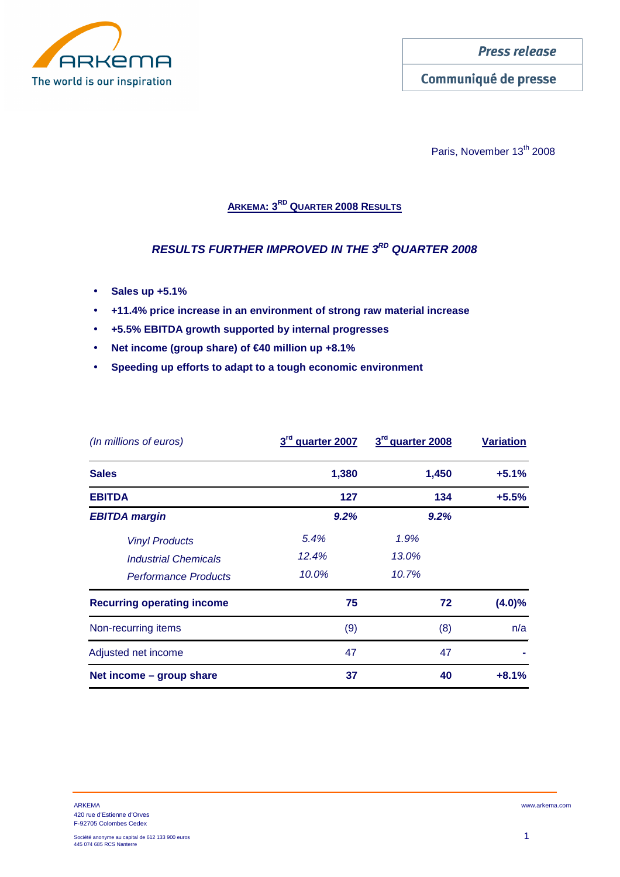Press release

Communiqué de presse

Paris, November 13th 2008

## ARKEMA: 3RD QUARTER 2008 RESULTS

### *RESULTS FURTHER IMPROVED IN THE 3RD QUARTER 2008*

- **Sales up +5.1%**
- **+11.4% price increase in an environment of strong raw material increase**
- **+5.5% EBITDA growth supported by internal progresses**
- **Net income (group share) of €40 million up +8.1%**
- **Speeding up efforts to adapt to a tough economic environment**

| *(In millions of euros)* | 3rd quarter 2007 | 3rd quarter 2008 | Variation |
|---|---|---|---|
| **Sales** | **1,380** | **1,450** | **+5.1%** |
| **EBITDA** | **127** | **134** | **+5.5%** |
| ***EBITDA margin*** | ***9.2%*** | ***9.2%*** | |
| *Vinyl Products* | *5.4%* | *1.9%* | |
| *Industrial Chemicals* | *12.4%* | *13.0%* | |
| *Performance Products* | *10.0%* | *10.7%* | |
| **Recurring operating income** | **75** | **72** | **(4.0)%** |
| Non-recurring items | (9) | (8) | n/a |
| Adjusted net income | 47 | 47 | - |
| **Net income – group share** | **37** | **40** | **+8.1%** |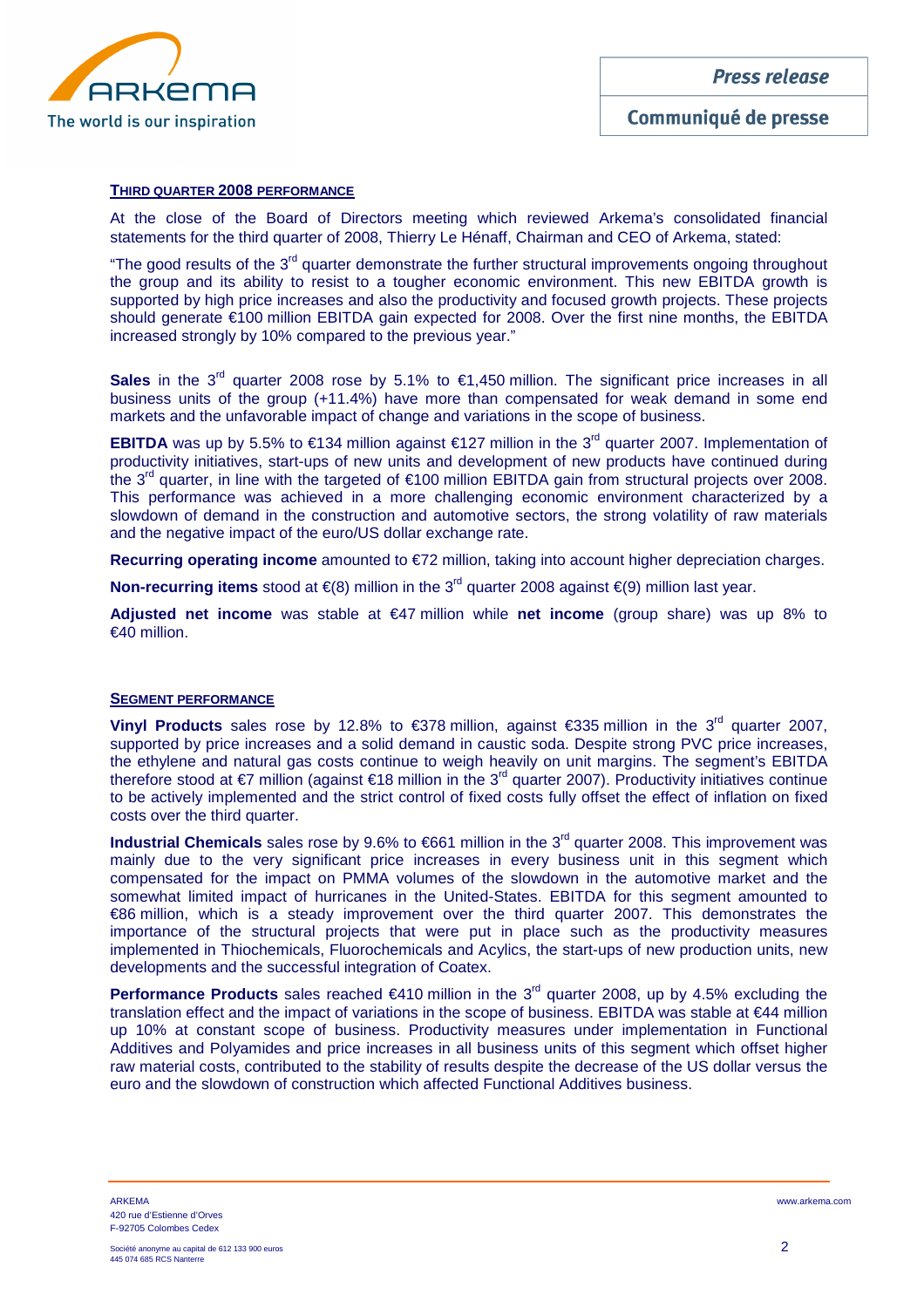## THIRD QUARTER 2008 PERFORMANCE

At the close of the Board of Directors meeting which reviewed Arkema's consolidated financial statements for the third quarter of 2008, Thierry Le Hénaff, Chairman and CEO of Arkema, stated:

"The good results of the 3rd quarter demonstrate the further structural improvements ongoing throughout the group and its ability to resist to a tougher economic environment. This new EBITDA growth is supported by high price increases and also the productivity and focused growth projects. These projects should generate €100 million EBITDA gain expected for 2008. Over the first nine months, the EBITDA increased strongly by 10% compared to the previous year."

**Sales** in the 3rd quarter 2008 rose by 5.1% to €1,450 million. The significant price increases in all business units of the group (+11.4%) have more than compensated for weak demand in some end markets and the unfavorable impact of change and variations in the scope of business.

**EBITDA** was up by 5.5% to €134 million against €127 million in the 3rd quarter 2007. Implementation of productivity initiatives, start-ups of new units and development of new products have continued during the 3rd quarter, in line with the targeted of €100 million EBITDA gain from structural projects over 2008. This performance was achieved in a more challenging economic environment characterized by a slowdown of demand in the construction and automotive sectors, the strong volatility of raw materials and the negative impact of the euro/US dollar exchange rate.

**Recurring operating income** amounted to €72 million, taking into account higher depreciation charges.

**Non-recurring items** stood at €(8) million in the 3rd quarter 2008 against €(9) million last year.

**Adjusted net income** was stable at €47 million while **net income** (group share) was up 8% to €40 million.

## SEGMENT PERFORMANCE

**Vinyl Products** sales rose by 12.8% to €378 million, against €335 million in the 3rd quarter 2007, supported by price increases and a solid demand in caustic soda. Despite strong PVC price increases, the ethylene and natural gas costs continue to weigh heavily on unit margins. The segment's EBITDA therefore stood at €7 million (against €18 million in the 3rd quarter 2007). Productivity initiatives continue to be actively implemented and the strict control of fixed costs fully offset the effect of inflation on fixed costs over the third quarter.

**Industrial Chemicals** sales rose by 9.6% to €661 million in the 3rd quarter 2008. This improvement was mainly due to the very significant price increases in every business unit in this segment which compensated for the impact on PMMA volumes of the slowdown in the automotive market and the somewhat limited impact of hurricanes in the United-States. EBITDA for this segment amounted to €86 million, which is a steady improvement over the third quarter 2007. This demonstrates the importance of the structural projects that were put in place such as the productivity measures implemented in Thiochemicals, Fluorochemicals and Acylics, the start-ups of new production units, new developments and the successful integration of Coatex.

**Performance Products** sales reached €410 million in the 3rd quarter 2008, up by 4.5% excluding the translation effect and the impact of variations in the scope of business. EBITDA was stable at €44 million up 10% at constant scope of business. Productivity measures under implementation in Functional Additives and Polyamides and price increases in all business units of this segment which offset higher raw material costs, contributed to the stability of results despite the decrease of the US dollar versus the euro and the slowdown of construction which affected Functional Additives business.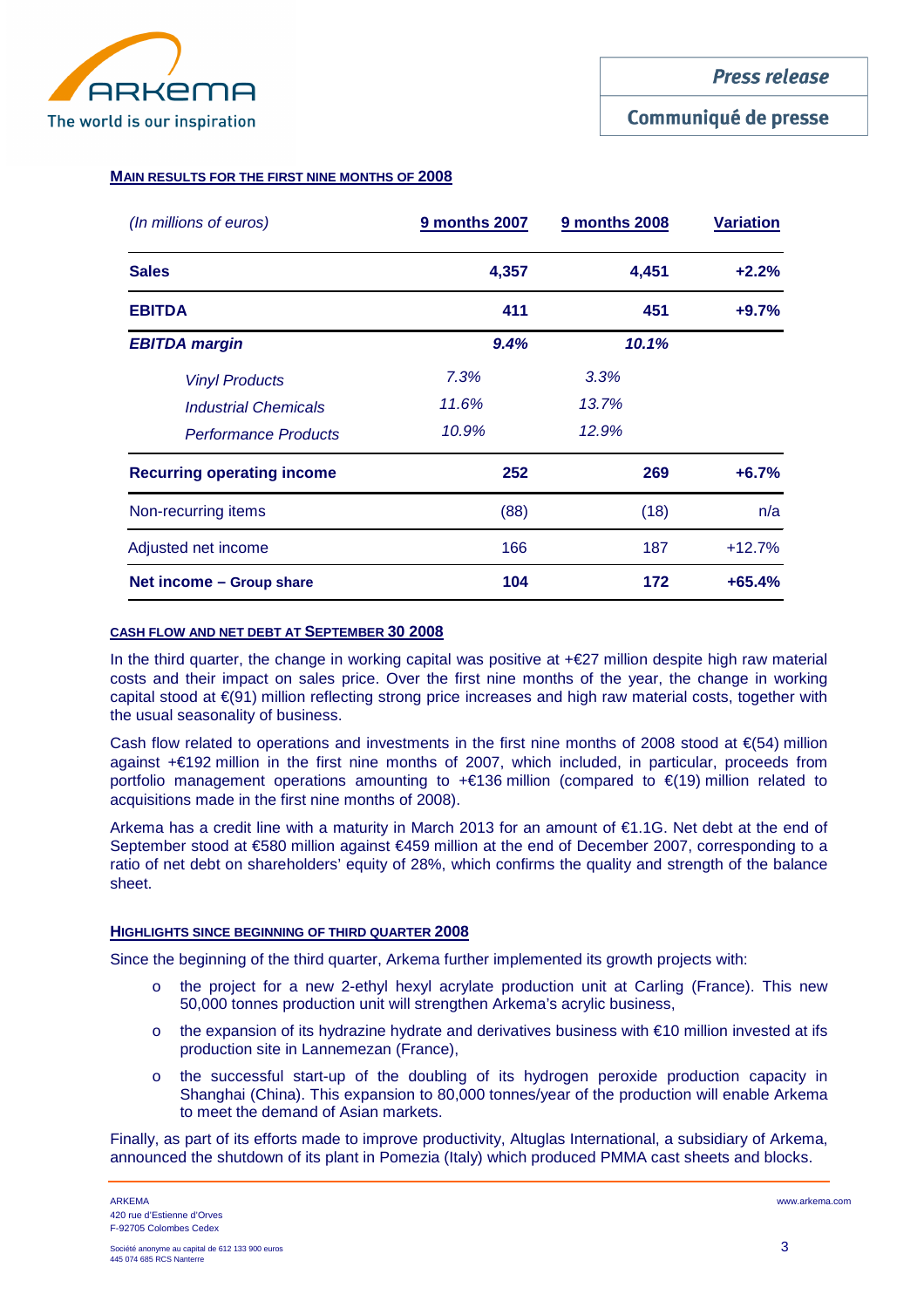## MAIN RESULTS FOR THE FIRST NINE MONTHS OF 2008

| *(In millions of euros)* | 9 months 2007 | 9 months 2008 | Variation |
|---|---|---|---|
| **Sales** | **4,357** | **4,451** | **+2.2%** |
| **EBITDA** | **411** | **451** | **+9.7%** |
| ***EBITDA margin*** | ***9.4%*** | ***10.1%*** | |
| *Vinyl Products* | *7.3%* | *3.3%* | |
| *Industrial Chemicals* | *11.6%* | *13.7%* | |
| *Performance Products* | *10.9%* | *12.9%* | |
| **Recurring operating income** | **252** | **269** | **+6.7%** |
| Non-recurring items | (88) | (18) | n/a |
| Adjusted net income | 166 | 187 | +12.7% |
| **Net income – Group share** | **104** | **172** | **+65.4%** |

## CASH FLOW AND NET DEBT AT SEPTEMBER 30 2008

In the third quarter, the change in working capital was positive at +€27 million despite high raw material costs and their impact on sales price. Over the first nine months of the year, the change in working capital stood at €(91) million reflecting strong price increases and high raw material costs, together with the usual seasonality of business.

Cash flow related to operations and investments in the first nine months of 2008 stood at €(54) million against +€192 million in the first nine months of 2007, which included, in particular, proceeds from portfolio management operations amounting to +€136 million (compared to €(19) million related to acquisitions made in the first nine months of 2008).

Arkema has a credit line with a maturity in March 2013 for an amount of €1.1G. Net debt at the end of September stood at €580 million against €459 million at the end of December 2007, corresponding to a ratio of net debt on shareholders' equity of 28%, which confirms the quality and strength of the balance sheet.

## HIGHLIGHTS SINCE BEGINNING OF THIRD QUARTER 2008

Since the beginning of the third quarter, Arkema further implemented its growth projects with:

- the project for a new 2-ethyl hexyl acrylate production unit at Carling (France). This new 50,000 tonnes production unit will strengthen Arkema's acrylic business,
- the expansion of its hydrazine hydrate and derivatives business with €10 million invested at ifs production site in Lannemezan (France),
- the successful start-up of the doubling of its hydrogen peroxide production capacity in Shanghai (China). This expansion to 80,000 tonnes/year of the production will enable Arkema to meet the demand of Asian markets.

Finally, as part of its efforts made to improve productivity, Altuglas International, a subsidiary of Arkema, announced the shutdown of its plant in Pomezia (Italy) which produced PMMA cast sheets and blocks.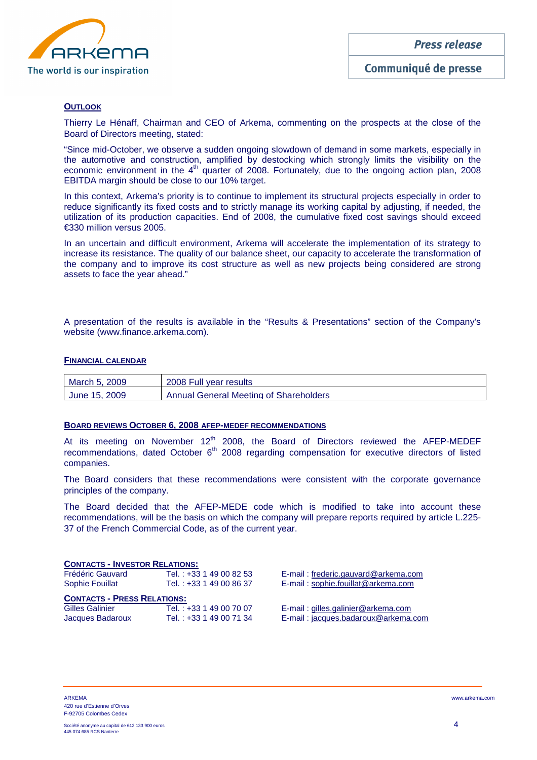## OUTLOOK

Thierry Le Hénaff, Chairman and CEO of Arkema, commenting on the prospects at the close of the Board of Directors meeting, stated:

"Since mid-October, we observe a sudden ongoing slowdown of demand in some markets, especially in the automotive and construction, amplified by destocking which strongly limits the visibility on the economic environment in the 4th quarter of 2008. Fortunately, due to the ongoing action plan, 2008 EBITDA margin should be close to our 10% target.

In this context, Arkema's priority is to continue to implement its structural projects especially in order to reduce significantly its fixed costs and to strictly manage its working capital by adjusting, if needed, the utilization of its production capacities. End of 2008, the cumulative fixed cost savings should exceed €330 million versus 2005.

In an uncertain and difficult environment, Arkema will accelerate the implementation of its strategy to increase its resistance. The quality of our balance sheet, our capacity to accelerate the transformation of the company and to improve its cost structure as well as new projects being considered are strong assets to face the year ahead."

A presentation of the results is available in the "Results & Presentations" section of the Company's website (www.finance.arkema.com).

## FINANCIAL CALENDAR

| March 5, 2009 | 2008 Full year results |
|---|---|
| June 15, 2009 | Annual General Meeting of Shareholders |

## BOARD REVIEWS OCTOBER 6, 2008 AFEP-MEDEF RECOMMENDATIONS

At its meeting on November 12th 2008, the Board of Directors reviewed the AFEP-MEDEF recommendations, dated October 6th 2008 regarding compensation for executive directors of listed companies.

The Board considers that these recommendations were consistent with the corporate governance principles of the company.

The Board decided that the AFEP-MEDE code which is modified to take into account these recommendations, will be the basis on which the company will prepare reports required by article L.225-37 of the French Commercial Code, as of the current year.

**CONTACTS - INVESTOR RELATIONS:**

| | | |
|---|---|---|
| Frédéric Gauvard | Tel. : +33 1 49 00 82 53 | E-mail : frederic.gauvard@arkema.com |
| Sophie Fouillat | Tel. : +33 1 49 00 86 37 | E-mail : sophie.fouillat@arkema.com |

**CONTACTS - PRESS RELATIONS:**

| | | |
|---|---|---|
| Gilles Galinier | Tel. : +33 1 49 00 70 07 | E-mail : gilles.galinier@arkema.com |
| Jacques Badaroux | Tel. : +33 1 49 00 71 34 | E-mail : jacques.badaroux@arkema.com |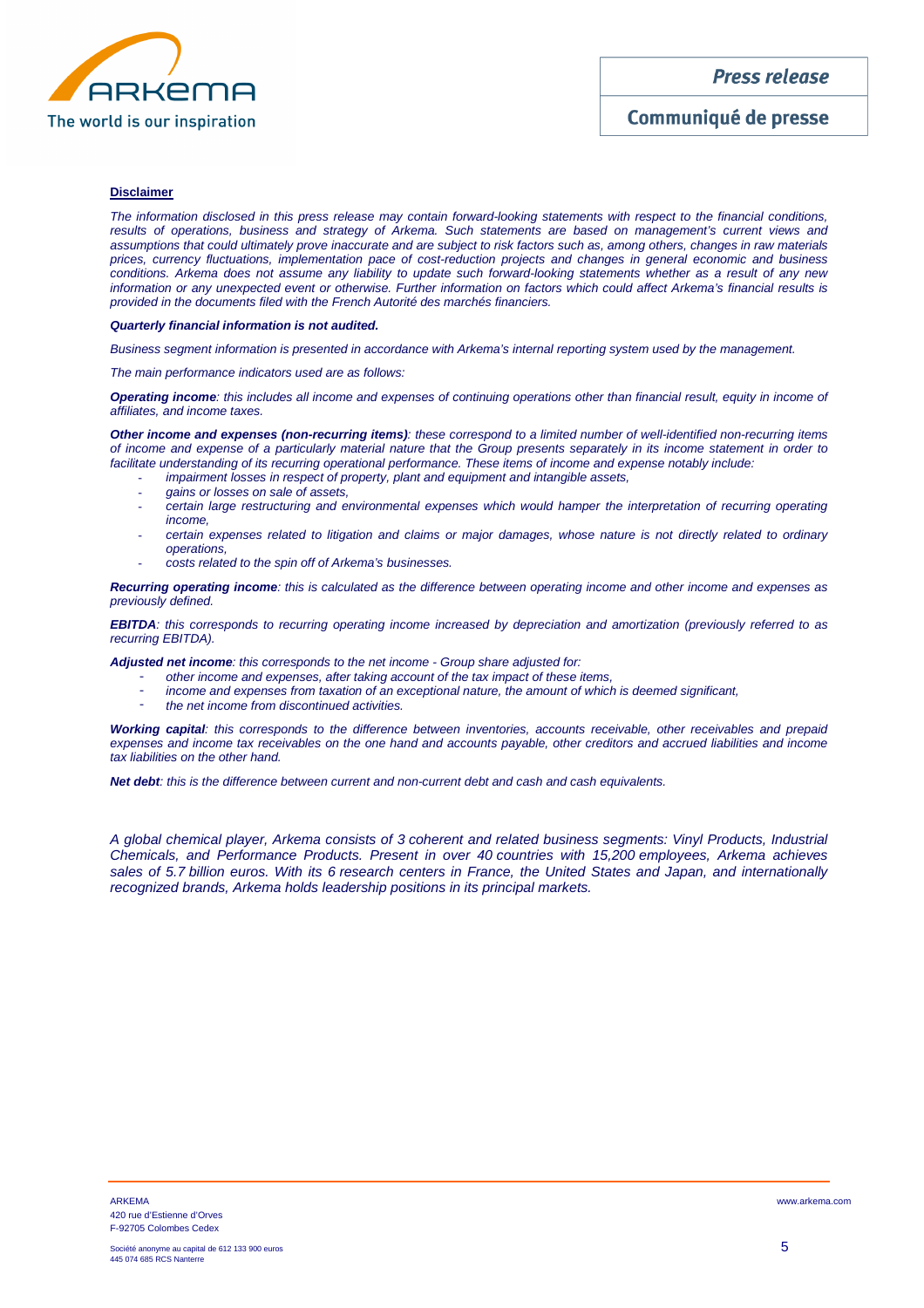**Disclaimer**

*The information disclosed in this press release may contain forward-looking statements with respect to the financial conditions, results of operations, business and strategy of Arkema. Such statements are based on management's current views and assumptions that could ultimately prove inaccurate and are subject to risk factors such as, among others, changes in raw materials prices, currency fluctuations, implementation pace of cost-reduction projects and changes in general economic and business conditions. Arkema does not assume any liability to update such forward-looking statements whether as a result of any new information or any unexpected event or otherwise. Further information on factors which could affect Arkema's financial results is provided in the documents filed with the French Autorité des marchés financiers.*

***Quarterly financial information is not audited.***

*Business segment information is presented in accordance with Arkema's internal reporting system used by the management.*

*The main performance indicators used are as follows:*

***Operating income****: this includes all income and expenses of continuing operations other than financial result, equity in income of affiliates, and income taxes.*

***Other income and expenses (non-recurring items)****: these correspond to a limited number of well-identified non-recurring items of income and expense of a particularly material nature that the Group presents separately in its income statement in order to facilitate understanding of its recurring operational performance. These items of income and expense notably include:*

- *impairment losses in respect of property, plant and equipment and intangible assets,*
- *gains or losses on sale of assets,*
- *certain large restructuring and environmental expenses which would hamper the interpretation of recurring operating income,*
- *certain expenses related to litigation and claims or major damages, whose nature is not directly related to ordinary operations,*
- *costs related to the spin off of Arkema's businesses.*

***Recurring operating income****: this is calculated as the difference between operating income and other income and expenses as previously defined.*

***EBITDA****: this corresponds to recurring operating income increased by depreciation and amortization (previously referred to as recurring EBITDA).*

***Adjusted net income****: this corresponds to the net income - Group share adjusted for:*

- *other income and expenses, after taking account of the tax impact of these items,*
- *income and expenses from taxation of an exceptional nature, the amount of which is deemed significant,*
- *the net income from discontinued activities.*

***Working capital****: this corresponds to the difference between inventories, accounts receivable, other receivables and prepaid expenses and income tax receivables on the one hand and accounts payable, other creditors and accrued liabilities and income tax liabilities on the other hand.*

***Net debt****: this is the difference between current and non-current debt and cash and cash equivalents.*

*A global chemical player, Arkema consists of 3 coherent and related business segments: Vinyl Products, Industrial Chemicals, and Performance Products. Present in over 40 countries with 15,200 employees, Arkema achieves sales of 5.7 billion euros. With its 6 research centers in France, the United States and Japan, and internationally recognized brands, Arkema holds leadership positions in its principal markets.*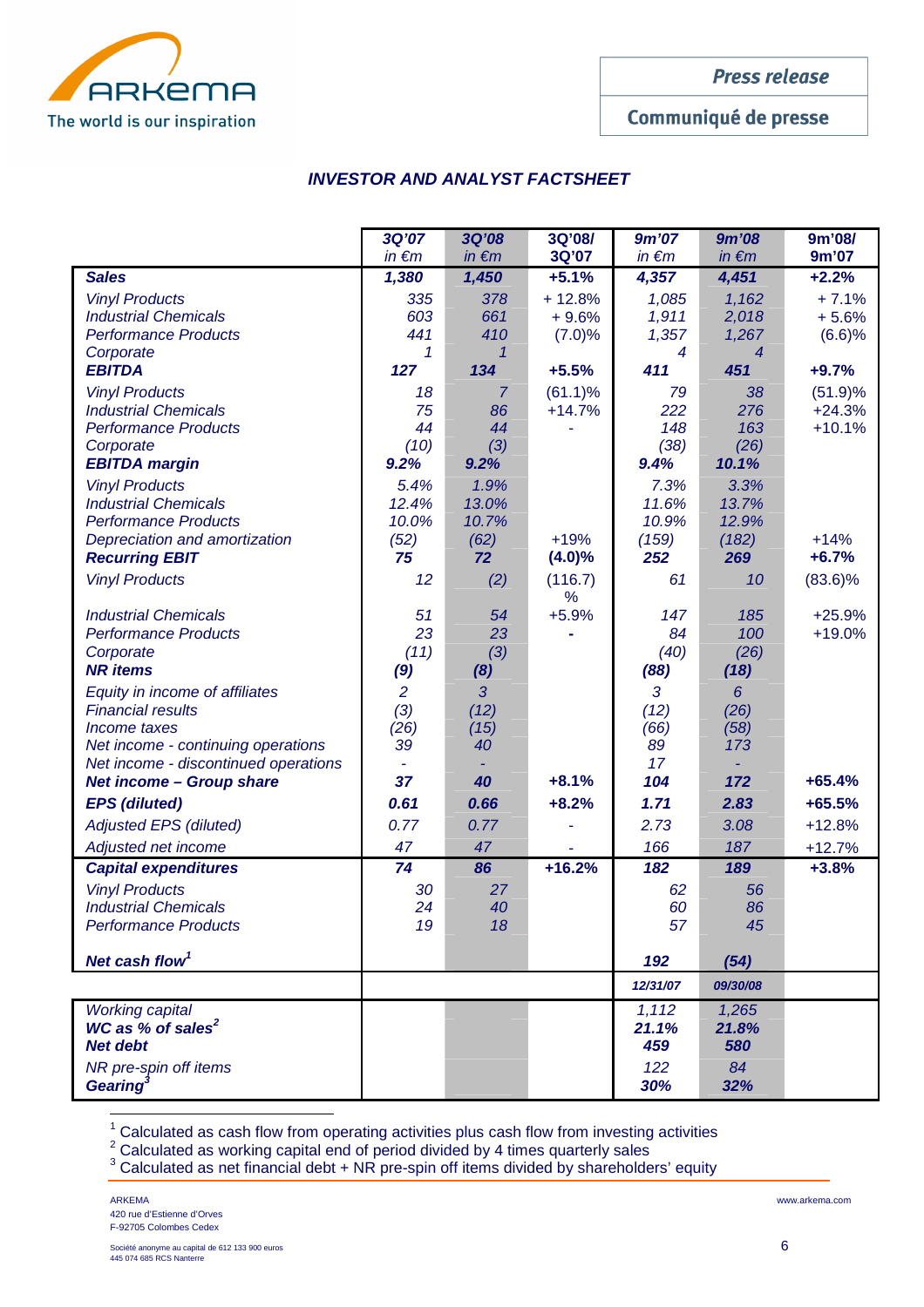Press release

Communiqué de presse

## INVESTOR AND ANALYST FACTSHEET

| | 3Q'07 in €m | 3Q'08 in €m | 3Q'08/ 3Q'07 | 9m'07 in €m | 9m'08 in €m | 9m'08/ 9m'07 |
|---|---|---|---|---|---|---|
| **Sales** | **1,380** | **1,450** | **+5.1%** | **4,357** | **4,451** | **+2.2%** |
| Vinyl Products | 335 | 378 | + 12.8% | 1,085 | 1,162 | + 7.1% |
| Industrial Chemicals | 603 | 661 | + 9.6% | 1,911 | 2,018 | + 5.6% |
| Performance Products | 441 | 410 | (7.0)% | 1,357 | 1,267 | (6.6)% |
| Corporate | 1 | 1 | | 4 | 4 | |
| **EBITDA** | **127** | **134** | **+5.5%** | **411** | **451** | **+9.7%** |
| Vinyl Products | 18 | 7 | (61.1)% | 79 | 38 | (51.9)% |
| Industrial Chemicals | 75 | 86 | +14.7% | 222 | 276 | +24.3% |
| Performance Products | 44 | 44 | - | 148 | 163 | +10.1% |
| Corporate | (10) | (3) | | (38) | (26) | |
| **EBITDA margin** | **9.2%** | **9.2%** | | **9.4%** | **10.1%** | |
| Vinyl Products | 5.4% | 1.9% | | 7.3% | 3.3% | |
| Industrial Chemicals | 12.4% | 13.0% | | 11.6% | 13.7% | |
| Performance Products | 10.0% | 10.7% | | 10.9% | 12.9% | |
| Depreciation and amortization | (52) | (62) | +19% | (159) | (182) | +14% |
| **Recurring EBIT** | **75** | **72** | **(4.0)%** | **252** | **269** | **+6.7%** |
| Vinyl Products | 12 | (2) | (116.7) % | 61 | 10 | (83.6)% |
| Industrial Chemicals | 51 | 54 | +5.9% | 147 | 185 | +25.9% |
| Performance Products | 23 | 23 | - | 84 | 100 | +19.0% |
| Corporate | (11) | (3) | | (40) | (26) | |
| **NR items** | **(9)** | **(8)** | | **(88)** | **(18)** | |
| Equity in income of affiliates | 2 | 3 | | 3 | 6 | |
| Financial results | (3) | (12) | | (12) | (26) | |
| Income taxes | (26) | (15) | | (66) | (58) | |
| Net income - continuing operations | 39 | 40 | | 89 | 173 | |
| Net income - discontinued operations | - | - | | 17 | - | |
| **Net income – Group share** | **37** | **40** | **+8.1%** | **104** | **172** | **+65.4%** |
| **EPS (diluted)** | **0.61** | **0.66** | **+8.2%** | **1.71** | **2.83** | **+65.5%** |
| Adjusted EPS (diluted) | 0.77 | 0.77 | - | 2.73 | 3.08 | +12.8% |
| Adjusted net income | 47 | 47 | - | 166 | 187 | +12.7% |
| **Capital expenditures** | **74** | **86** | **+16.2%** | **182** | **189** | **+3.8%** |
| Vinyl Products | 30 | 27 | | 62 | 56 | |
| Industrial Chemicals | 24 | 40 | | 60 | 86 | |
| Performance Products | 19 | 18 | | 57 | 45 | |
| **Net cash flow**[1] | | | | **192** | **(54)** | |
| | | | | 12/31/07 | 09/30/08 | |
| Working capital | | | | 1,112 | 1,265 | |
| **WC as % of sales**[2] | | | | **21.1%** | **21.8%** | |
| **Net debt** | | | | **459** | **580** | |
| NR pre-spin off items | | | | 122 | 84 | |
| **Gearing**[3] | | | | **30%** | **32%** | |

[1] Calculated as cash flow from operating activities plus cash flow from investing activities

[2] Calculated as working capital end of period divided by 4 times quarterly sales

[3] Calculated as net financial debt + NR pre-spin off items divided by shareholders' equity

ARKEMA
420 rue d'Estienne d'Orves
F-92705 Colombes Cedex

Société anonyme au capital de 612 133 900 euros
445 074 685 RCS Nanterre

www.arkema.com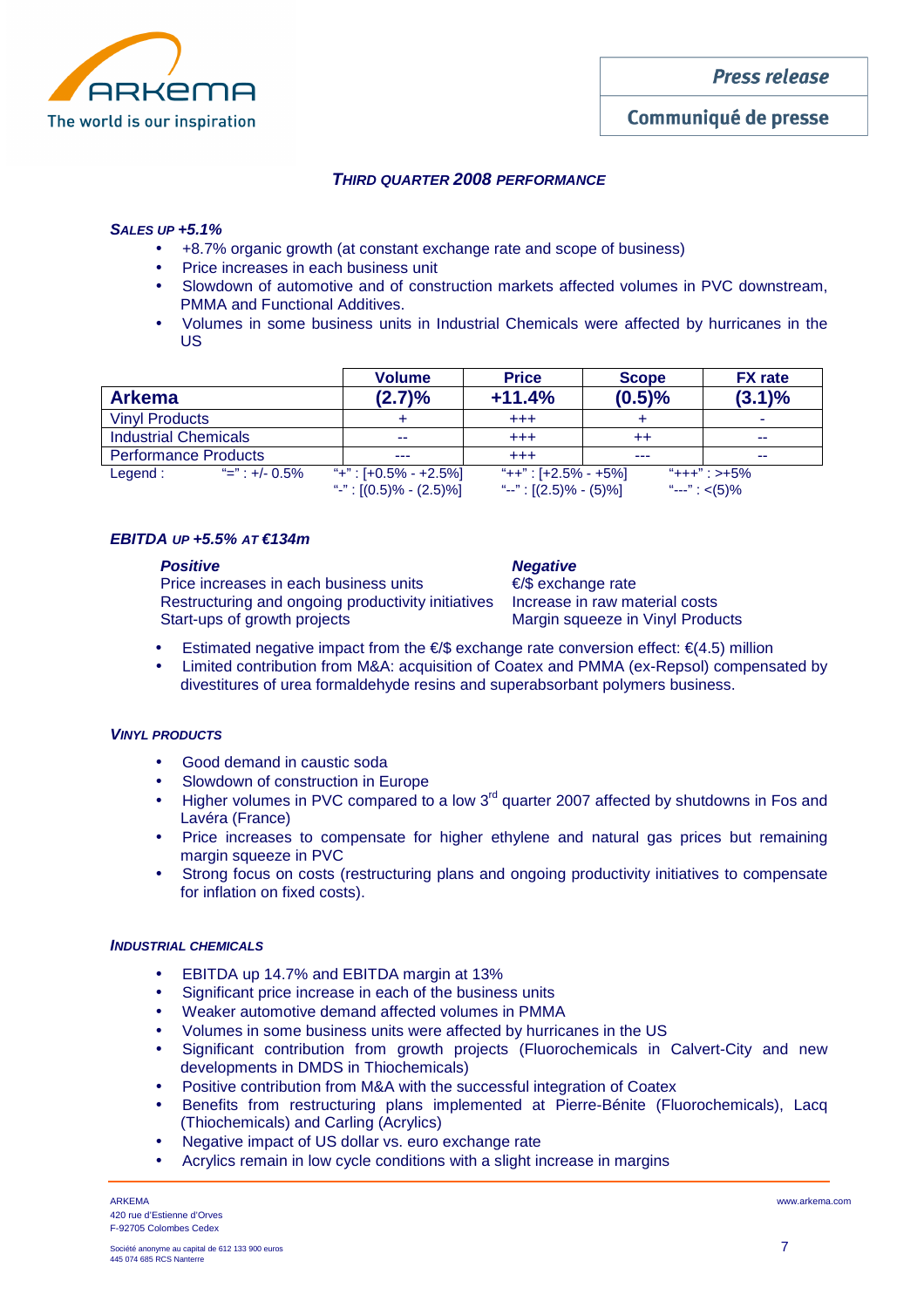### *THIRD QUARTER 2008 PERFORMANCE*

#### *SALES UP +5.1%*

- +8.7% organic growth (at constant exchange rate and scope of business)
- Price increases in each business unit
- Slowdown of automotive and of construction markets affected volumes in PVC downstream, PMMA and Functional Additives.
- Volumes in some business units in Industrial Chemicals were affected by hurricanes in the US

| | Volume | Price | Scope | FX rate |
|---|---|---|---|---|
| **Arkema** | **(2.7)%** | **+11.4%** | **(0.5)%** | **(3.1)%** |
| Vinyl Products | + | +++ | + | - |
| Industrial Chemicals | -- | +++ | ++ | -- |
| Performance Products | --- | +++ | --- | -- |

Legend : "=" : +/- 0.5% ; "+" : [+0.5% - +2.5%] ; "-" : [(0.5)% - (2.5)%] ; "++" : [+2.5% - +5%] ; "--" : [(2.5)% - (5)%] ; "+++" : >+5% ; "---" : <(5)%

#### *EBITDA UP +5.5% AT €134m*

| ***Positive*** | ***Negative*** |
|---|---|
| Price increases in each business units | €/$ exchange rate |
| Restructuring and ongoing productivity initiatives | Increase in raw material costs |
| Start-ups of growth projects | Margin squeeze in Vinyl Products |

- Estimated negative impact from the €/$ exchange rate conversion effect: €(4.5) million
- Limited contribution from M&A: acquisition of Coatex and PMMA (ex-Repsol) compensated by divestitures of urea formaldehyde resins and superabsorbant polymers business.

#### *VINYL PRODUCTS*

- Good demand in caustic soda
- Slowdown of construction in Europe
- Higher volumes in PVC compared to a low 3rd quarter 2007 affected by shutdowns in Fos and Lavéra (France)
- Price increases to compensate for higher ethylene and natural gas prices but remaining margin squeeze in PVC
- Strong focus on costs (restructuring plans and ongoing productivity initiatives to compensate for inflation on fixed costs).

#### *INDUSTRIAL CHEMICALS*

- EBITDA up 14.7% and EBITDA margin at 13%
- Significant price increase in each of the business units
- Weaker automotive demand affected volumes in PMMA
- Volumes in some business units were affected by hurricanes in the US
- Significant contribution from growth projects (Fluorochemicals in Calvert-City and new developments in DMDS in Thiochemicals)
- Positive contribution from M&A with the successful integration of Coatex
- Benefits from restructuring plans implemented at Pierre-Bénite (Fluorochemicals), Lacq (Thiochemicals) and Carling (Acrylics)
- Negative impact of US dollar vs. euro exchange rate
- Acrylics remain in low cycle conditions with a slight increase in margins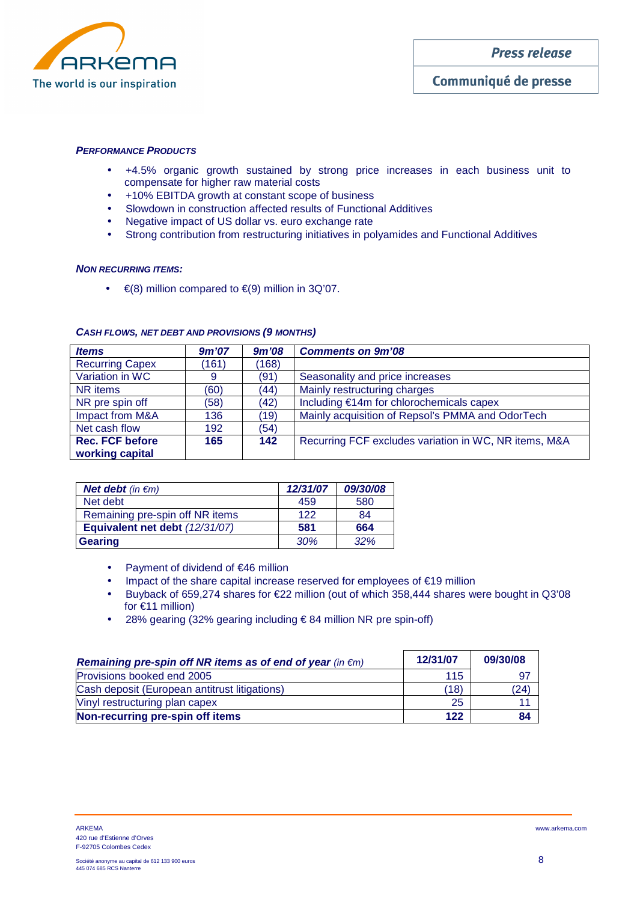#### *PERFORMANCE PRODUCTS*

- +4.5% organic growth sustained by strong price increases in each business unit to compensate for higher raw material costs
- +10% EBITDA growth at constant scope of business
- Slowdown in construction affected results of Functional Additives
- Negative impact of US dollar vs. euro exchange rate
- Strong contribution from restructuring initiatives in polyamides and Functional Additives

#### *NON RECURRING ITEMS:*

- €(8) million compared to €(9) million in 3Q'07.

#### *CASH FLOWS, NET DEBT AND PROVISIONS (9 MONTHS)*

| ***Items*** | ***9m'07*** | ***9m'08*** | ***Comments on 9m'08*** |
|---|---|---|---|
| Recurring Capex | (161) | (168) | |
| Variation in WC | 9 | (91) | Seasonality and price increases |
| NR items | (60) | (44) | Mainly restructuring charges |
| NR pre spin off | (58) | (42) | Including €14m for chlorochemicals capex |
| Impact from M&A | 136 | (19) | Mainly acquisition of Repsol's PMMA and OdorTech |
| Net cash flow | 192 | (54) | |
| **Rec. FCF before working capital** | **165** | **142** | Recurring FCF excludes variation in WC, NR items, M&A |

| ***Net debt*** *(in €m)* | ***12/31/07*** | ***09/30/08*** |
|---|---|---|
| Net debt | 459 | 580 |
| Remaining pre-spin off NR items | 122 | 84 |
| **Equivalent net debt** *(12/31/07)* | **581** | **664** |
| **Gearing** | *30%* | *32%* |

- Payment of dividend of €46 million
- Impact of the share capital increase reserved for employees of €19 million
- Buyback of 659,274 shares for €22 million (out of which 358,444 shares were bought in Q3'08 for €11 million)
- 28% gearing (32% gearing including € 84 million NR pre spin-off)

| ***Remaining pre-spin off NR items as of end of year*** *(in €m)* | **12/31/07** | **09/30/08** |
|---|---|---|
| Provisions booked end 2005 | 115 | 97 |
| Cash deposit (European antitrust litigations) | (18) | (24) |
| Vinyl restructuring plan capex | 25 | 11 |
| **Non-recurring pre-spin off items** | **122** | **84** |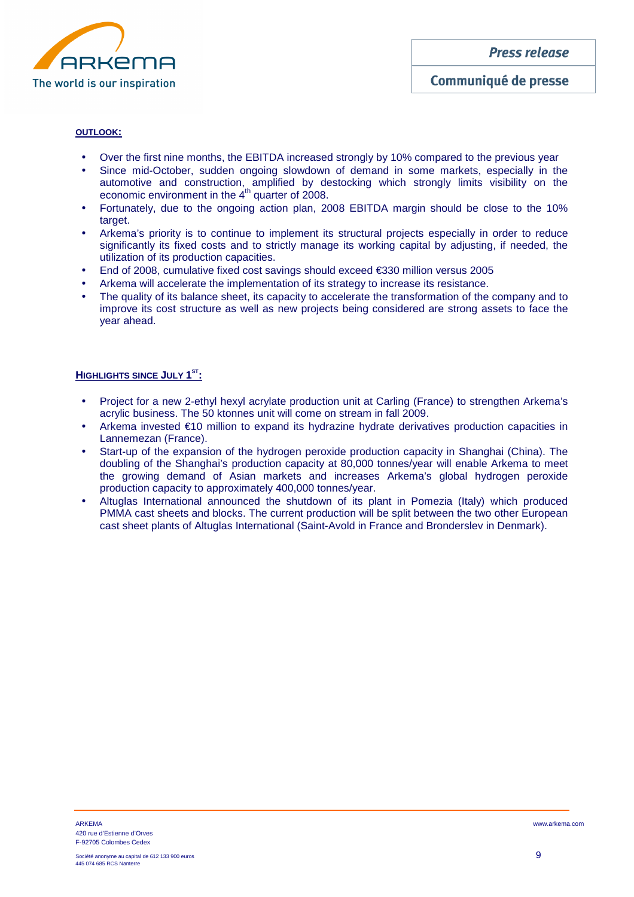## OUTLOOK:

- Over the first nine months, the EBITDA increased strongly by 10% compared to the previous year
- Since mid-October, sudden ongoing slowdown of demand in some markets, especially in the automotive and construction, amplified by destocking which strongly limits visibility on the economic environment in the 4th quarter of 2008.
- Fortunately, due to the ongoing action plan, 2008 EBITDA margin should be close to the 10% target.
- Arkema's priority is to continue to implement its structural projects especially in order to reduce significantly its fixed costs and to strictly manage its working capital by adjusting, if needed, the utilization of its production capacities.
- End of 2008, cumulative fixed cost savings should exceed €330 million versus 2005
- Arkema will accelerate the implementation of its strategy to increase its resistance.
- The quality of its balance sheet, its capacity to accelerate the transformation of the company and to improve its cost structure as well as new projects being considered are strong assets to face the year ahead.

## HIGHLIGHTS SINCE JULY 1ST:

- Project for a new 2-ethyl hexyl acrylate production unit at Carling (France) to strengthen Arkema's acrylic business. The 50 ktonnes unit will come on stream in fall 2009.
- Arkema invested €10 million to expand its hydrazine hydrate derivatives production capacities in Lannemezan (France).
- Start-up of the expansion of the hydrogen peroxide production capacity in Shanghai (China). The doubling of the Shanghai's production capacity at 80,000 tonnes/year will enable Arkema to meet the growing demand of Asian markets and increases Arkema's global hydrogen peroxide production capacity to approximately 400,000 tonnes/year.
- Altuglas International announced the shutdown of its plant in Pomezia (Italy) which produced PMMA cast sheets and blocks. The current production will be split between the two other European cast sheet plants of Altuglas International (Saint-Avold in France and Bronderslev in Denmark).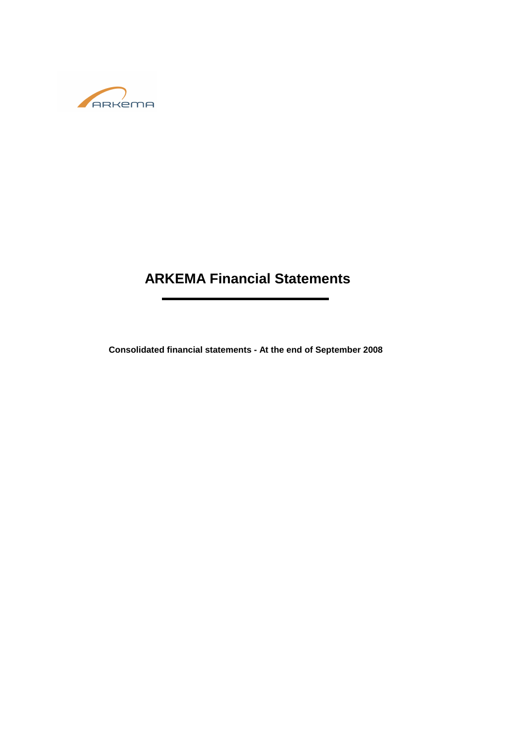# ARKEMA Financial Statements

**Consolidated financial statements - At the end of September 2008**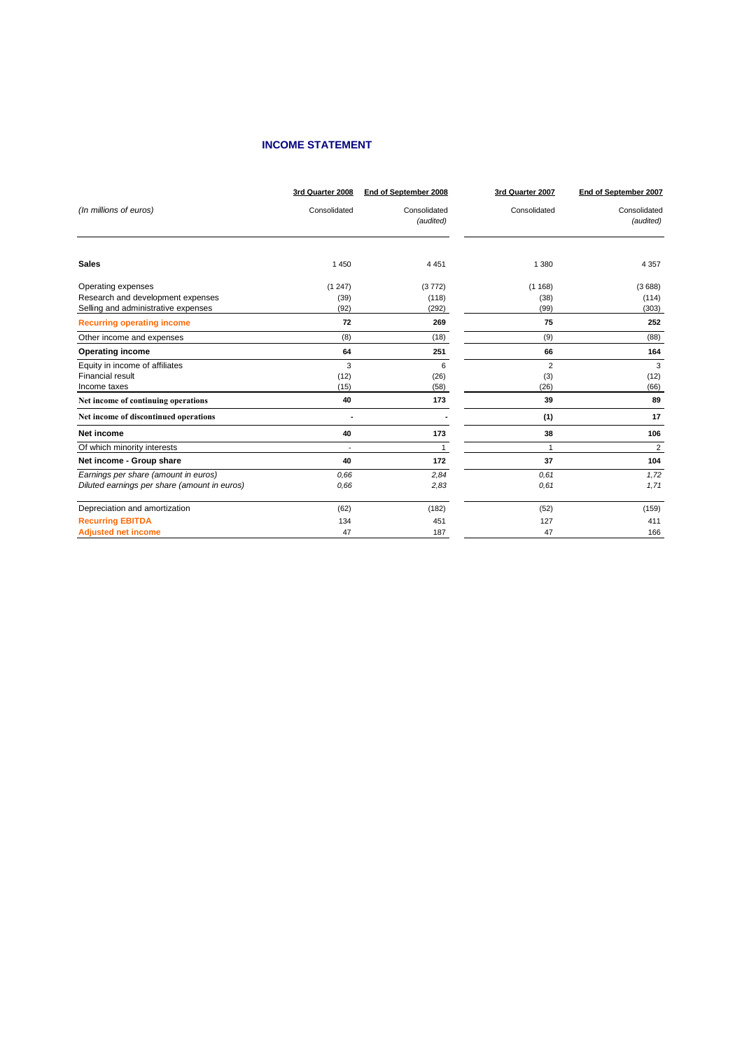## INCOME STATEMENT

| *(In millions of euros)* | 3rd Quarter 2008<br>Consolidated | End of September 2008<br>Consolidated<br>*(audited)* | 3rd Quarter 2007<br>Consolidated | End of September 2007<br>Consolidated<br>*(audited)* |
|---|---|---|---|---|
| **Sales** | 1 450 | 4 451 | 1 380 | 4 357 |
| Operating expenses | (1 247) | (3 772) | (1 168) | (3 688) |
| Research and development expenses | (39) | (118) | (38) | (114) |
| Selling and administrative expenses | (92) | (292) | (99) | (303) |
| **Recurring operating income** | **72** | **269** | **75** | **252** |
| Other income and expenses | (8) | (18) | (9) | (88) |
| **Operating income** | **64** | **251** | **66** | **164** |
| Equity in income of affiliates | 3 | 6 | 2 | 3 |
| Financial result | (12) | (26) | (3) | (12) |
| Income taxes | (15) | (58) | (26) | (66) |
| **Net income of continuing operations** | **40** | **173** | **39** | **89** |
| **Net income of discontinued operations** | **-** | **-** | **(1)** | **17** |
| **Net income** | **40** | **173** | **38** | **106** |
| Of which minority interests | - | 1 | 1 | 2 |
| **Net income - Group share** | **40** | **172** | **37** | **104** |
| *Earnings per share (amount in euros)* | *0,66* | *2,84* | *0,61* | *1,72* |
| *Diluted earnings per share (amount in euros)* | *0,66* | *2,83* | *0,61* | *1,71* |
| Depreciation and amortization | (62) | (182) | (52) | (159) |
| **Recurring EBITDA** | 134 | 451 | 127 | 411 |
| **Adjusted net income** | 47 | 187 | 47 | 166 |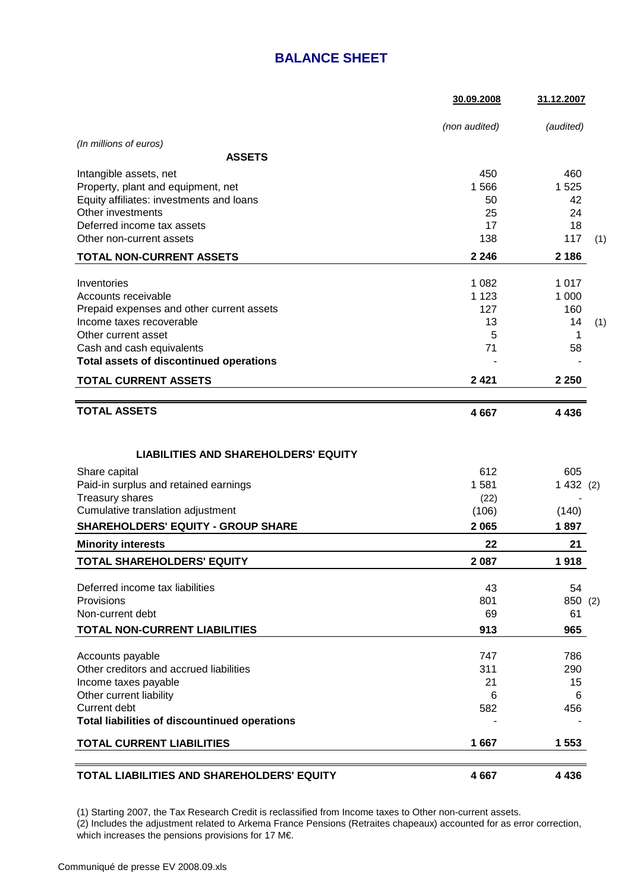# BALANCE SHEET

| *(In millions of euros)* | 30.09.2008 *(non audited)* | 31.12.2007 *(audited)* | |
|---|---|---|---|
| **ASSETS** | | | |
| Intangible assets, net | 450 | 460 | |
| Property, plant and equipment, net | 1 566 | 1 525 | |
| Equity affiliates: investments and loans | 50 | 42 | |
| Other investments | 25 | 24 | |
| Deferred income tax assets | 17 | 18 | |
| Other non-current assets | 138 | 117 | (1) |
| **TOTAL NON-CURRENT ASSETS** | **2 246** | **2 186** | |
| Inventories | 1 082 | 1 017 | |
| Accounts receivable | 1 123 | 1 000 | |
| Prepaid expenses and other current assets | 127 | 160 | |
| Income taxes recoverable | 13 | 14 | (1) |
| Other current asset | 5 | 1 | |
| Cash and cash equivalents | 71 | 58 | |
| **Total assets of discontinued operations** | - | - | |
| **TOTAL CURRENT ASSETS** | **2 421** | **2 250** | |
| **TOTAL ASSETS** | **4 667** | **4 436** | |
| **LIABILITIES AND SHAREHOLDERS' EQUITY** | | | |
| Share capital | 612 | 605 | |
| Paid-in surplus and retained earnings | 1 581 | 1 432 | (2) |
| Treasury shares | (22) | - | |
| Cumulative translation adjustment | (106) | (140) | |
| **SHAREHOLDERS' EQUITY - GROUP SHARE** | **2 065** | **1 897** | |
| **Minority interests** | **22** | **21** | |
| **TOTAL SHAREHOLDERS' EQUITY** | **2 087** | **1 918** | |
| Deferred income tax liabilities | 43 | 54 | |
| Provisions | 801 | 850 | (2) |
| Non-current debt | 69 | 61 | |
| **TOTAL NON-CURRENT LIABILITIES** | **913** | **965** | |
| Accounts payable | 747 | 786 | |
| Other creditors and accrued liabilities | 311 | 290 | |
| Income taxes payable | 21 | 15 | |
| Other current liability | 6 | 6 | |
| Current debt | 582 | 456 | |
| **Total liabilities of discontinued operations** | - | - | |
| **TOTAL CURRENT LIABILITIES** | **1 667** | **1 553** | |
| **TOTAL LIABILITIES AND SHAREHOLDERS' EQUITY** | **4 667** | **4 436** | |

(1) Starting 2007, the Tax Research Credit is reclassified from Income taxes to Other non-current assets.
(2) Includes the adjustment related to Arkema France Pensions (Retraites chapeaux) accounted for as error correction, which increases the pensions provisions for 17 M€.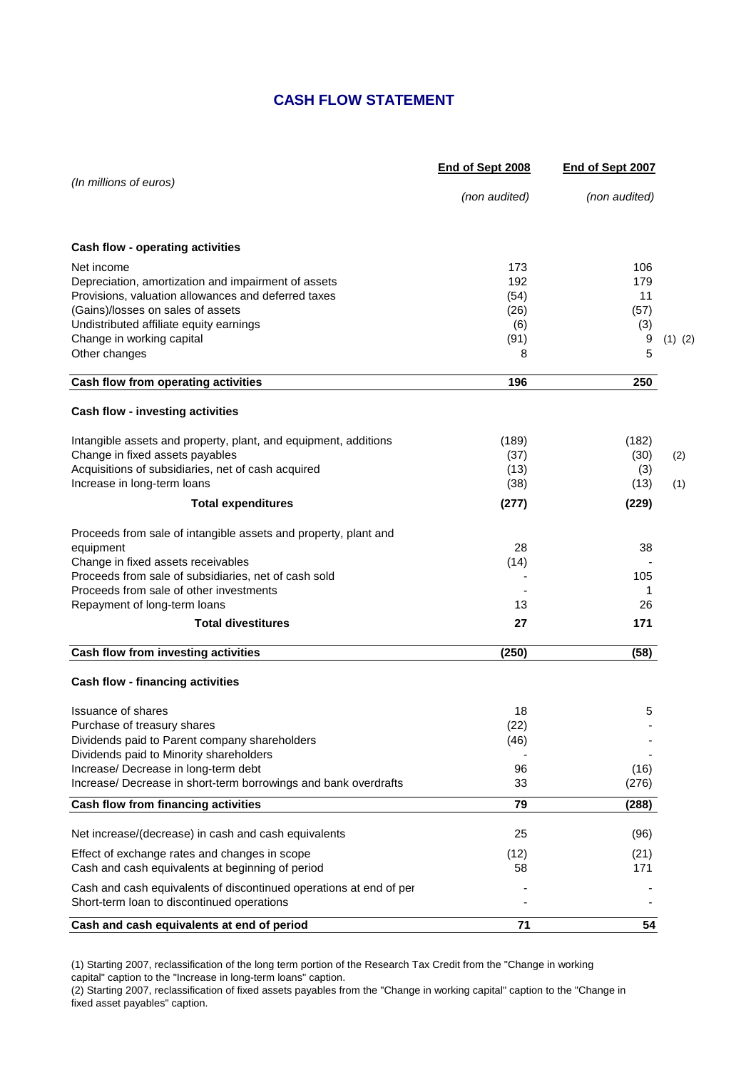## CASH FLOW STATEMENT

| *(In millions of euros)* | End of Sept 2008 | End of Sept 2007 | |
|---|---|---|---|
| | *(non audited)* | *(non audited)* | |
| **Cash flow - operating activities** | | | |
| Net income | 173 | 106 | |
| Depreciation, amortization and impairment of assets | 192 | 179 | |
| Provisions, valuation allowances and deferred taxes | (54) | 11 | |
| (Gains)/losses on sales of assets | (26) | (57) | |
| Undistributed affiliate equity earnings | (6) | (3) | |
| Change in working capital | (91) | 9 | (1) (2) |
| Other changes | 8 | 5 | |
| **Cash flow from operating activities** | **196** | **250** | |
| **Cash flow - investing activities** | | | |
| Intangible assets and property, plant, and equipment, additions | (189) | (182) | |
| Change in fixed assets payables | (37) | (30) | (2) |
| Acquisitions of subsidiaries, net of cash acquired | (13) | (3) | |
| Increase in long-term loans | (38) | (13) | (1) |
| **Total expenditures** | **(277)** | **(229)** | |
| Proceeds from sale of intangible assets and property, plant and equipment | 28 | 38 | |
| Change in fixed assets receivables | (14) | - | |
| Proceeds from sale of subsidiaries, net of cash sold | - | 105 | |
| Proceeds from sale of other investments | - | 1 | |
| Repayment of long-term loans | 13 | 26 | |
| **Total divestitures** | **27** | **171** | |
| **Cash flow from investing activities** | **(250)** | **(58)** | |
| **Cash flow - financing activities** | | | |
| Issuance of shares | 18 | 5 | |
| Purchase of treasury shares | (22) | - | |
| Dividends paid to Parent company shareholders | (46) | - | |
| Dividends paid to Minority shareholders | - | - | |
| Increase/ Decrease in long-term debt | 96 | (16) | |
| Increase/ Decrease in short-term borrowings and bank overdrafts | 33 | (276) | |
| **Cash flow from financing activities** | **79** | **(288)** | |
| Net increase/(decrease) in cash and cash equivalents | 25 | (96) | |
| Effect of exchange rates and changes in scope | (12) | (21) | |
| Cash and cash equivalents at beginning of period | 58 | 171 | |
| Cash and cash equivalents of discontinued operations at end of per | - | - | |
| Short-term loan to discontinued operations | - | - | |
| **Cash and cash equivalents at end of period** | **71** | **54** | |

(1) Starting 2007, reclassification of the long term portion of the Research Tax Credit from the "Change in working capital" caption to the "Increase in long-term loans" caption.

(2) Starting 2007, reclassification of fixed assets payables from the "Change in working capital" caption to the "Change in fixed asset payables" caption.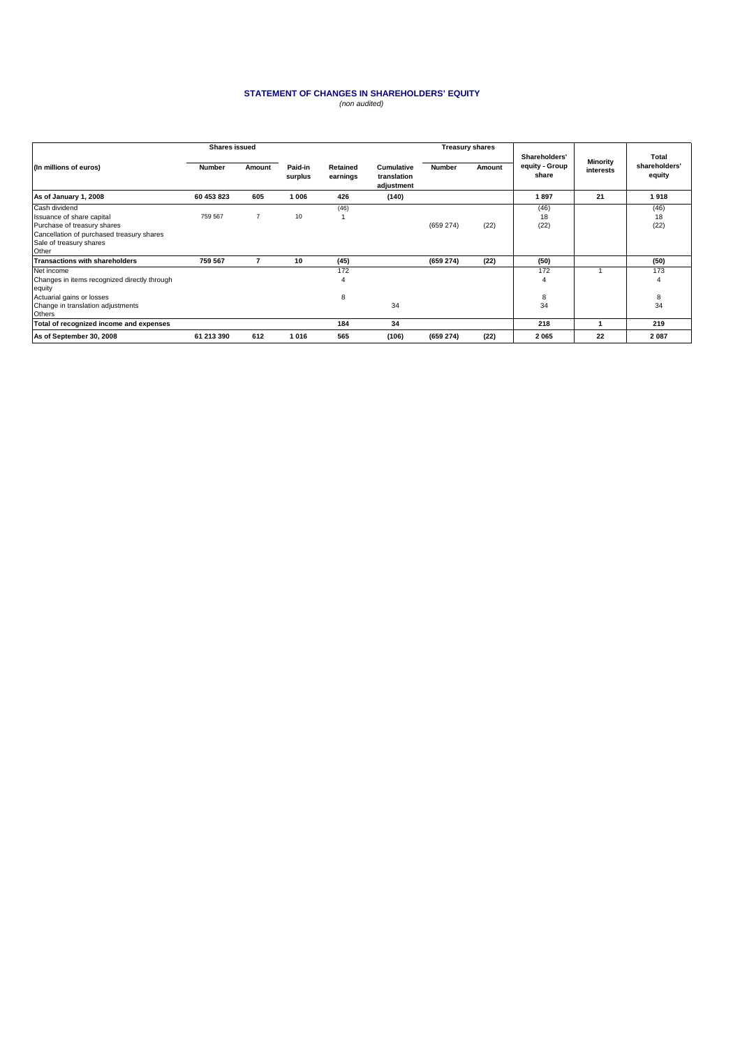## STATEMENT OF CHANGES IN SHAREHOLDERS' EQUITY

*(non audited)*

| (In millions of euros) | Shares issued | | | | | Treasury shares | | | | |
|---|---|---|---|---|---|---|---|---|---|---|
| | Number | Amount | Paid-in surplus | Retained earnings | Cumulative translation adjustment | Number | Amount | Shareholders' equity - Group share | Minority interests | Total shareholders' equity |
| **As of January 1, 2008** | **60 453 823** | **605** | **1 006** | **426** | **(140)** | | | **1 897** | **21** | **1 918** |
| Cash dividend | | | | (46) | | | | (46) | | (46) |
| Issuance of share capital | 759 567 | 7 | 10 | 1 | | | | 18 | | 18 |
| Purchase of treasury shares | | | | | | (659 274) | (22) | (22) | | (22) |
| Cancellation of purchased treasury shares | | | | | | | | | | |
| Sale of treasury shares | | | | | | | | | | |
| Other | | | | | | | | | | |
| **Transactions with shareholders** | **759 567** | **7** | **10** | **(45)** | | **(659 274)** | **(22)** | **(50)** | | **(50)** |
| Net income | | | | 172 | | | | 172 | 1 | 173 |
| Changes in items recognized directly through equity | | | | 4 | | | | 4 | | 4 |
| Actuarial gains or losses | | | | 8 | | | | 8 | | 8 |
| Change in translation adjustments | | | | | 34 | | | 34 | | 34 |
| Others | | | | | | | | | | |
| **Total of recognized income and expenses** | | | | **184** | **34** | | | **218** | **1** | **219** |
| **As of September 30, 2008** | **61 213 390** | **612** | **1 016** | **565** | **(106)** | **(659 274)** | **(22)** | **2 065** | **22** | **2 087** |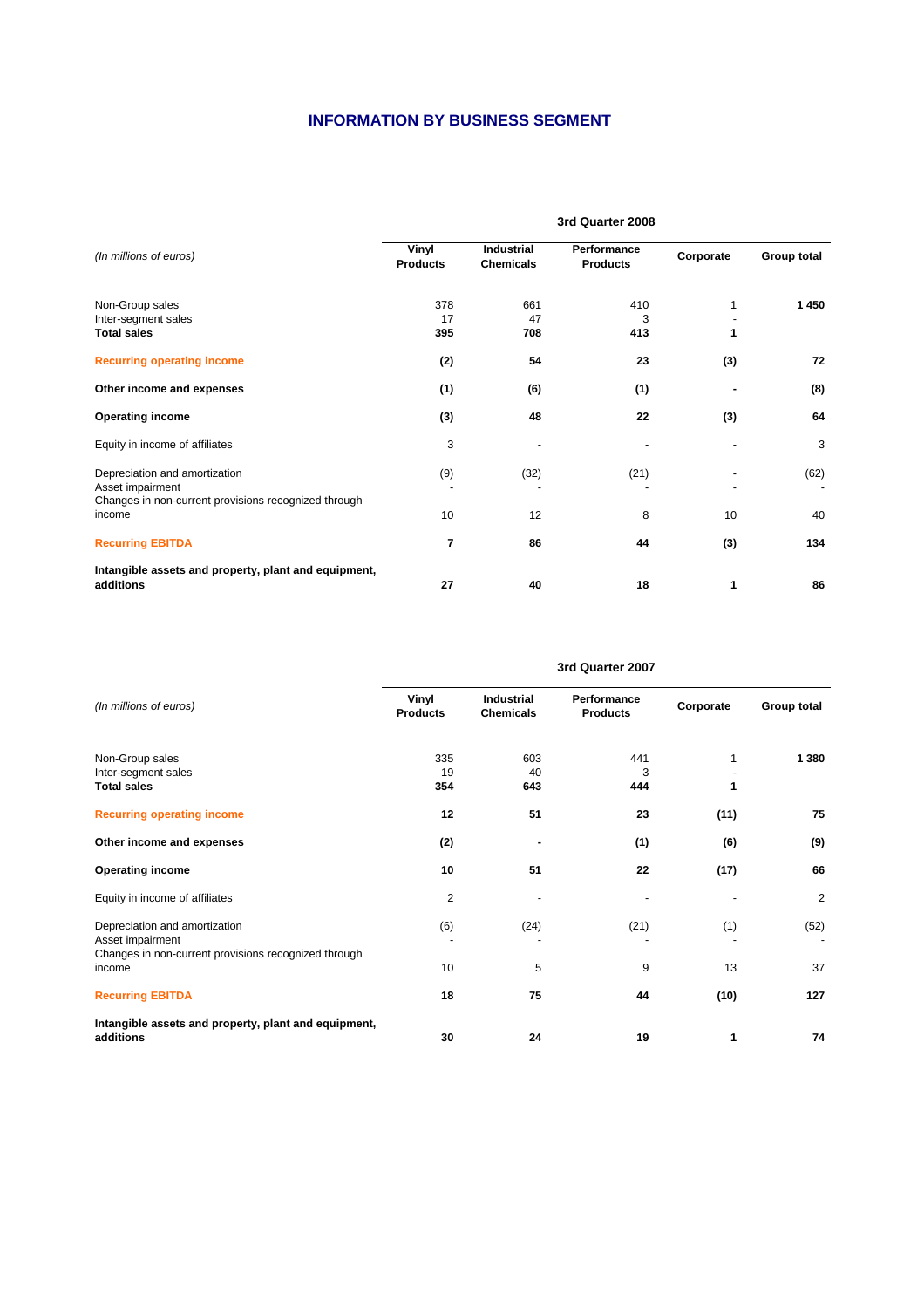## INFORMATION BY BUSINESS SEGMENT

| *(In millions of euros)* | 3rd Quarter 2008 | | | | |
|---|---|---|---|---|---|
| | **Vinyl Products** | **Industrial Chemicals** | **Performance Products** | **Corporate** | **Group total** |
| Non-Group sales | 378 | 661 | 410 | 1 | **1 450** |
| Inter-segment sales | 17 | 47 | 3 | - | |
| **Total sales** | **395** | **708** | **413** | **1** | |
| **Recurring operating income** | **(2)** | **54** | **23** | **(3)** | **72** |
| **Other income and expenses** | **(1)** | **(6)** | **(1)** | **-** | **(8)** |
| **Operating income** | **(3)** | **48** | **22** | **(3)** | **64** |
| Equity in income of affiliates | 3 | - | - | - | 3 |
| Depreciation and amortization | (9) | (32) | (21) | - | (62) |
| Asset impairment | - | - | - | - | - |
| Changes in non-current provisions recognized through income | 10 | 12 | 8 | 10 | 40 |
| **Recurring EBITDA** | **7** | **86** | **44** | **(3)** | **134** |
| **Intangible assets and property, plant and equipment, additions** | **27** | **40** | **18** | **1** | **86** |

| *(In millions of euros)* | 3rd Quarter 2007 | | | | |
|---|---|---|---|---|---|
| | **Vinyl Products** | **Industrial Chemicals** | **Performance Products** | **Corporate** | **Group total** |
| Non-Group sales | 335 | 603 | 441 | 1 | **1 380** |
| Inter-segment sales | 19 | 40 | 3 | - | |
| **Total sales** | **354** | **643** | **444** | **1** | |
| **Recurring operating income** | **12** | **51** | **23** | **(11)** | **75** |
| **Other income and expenses** | **(2)** | **-** | **(1)** | **(6)** | **(9)** |
| **Operating income** | **10** | **51** | **22** | **(17)** | **66** |
| Equity in income of affiliates | 2 | - | - | - | 2 |
| Depreciation and amortization | (6) | (24) | (21) | (1) | (52) |
| Asset impairment | - | - | - | - | - |
| Changes in non-current provisions recognized through income | 10 | 5 | 9 | 13 | 37 |
| **Recurring EBITDA** | **18** | **75** | **44** | **(10)** | **127** |
| **Intangible assets and property, plant and equipment, additions** | **30** | **24** | **19** | **1** | **74** |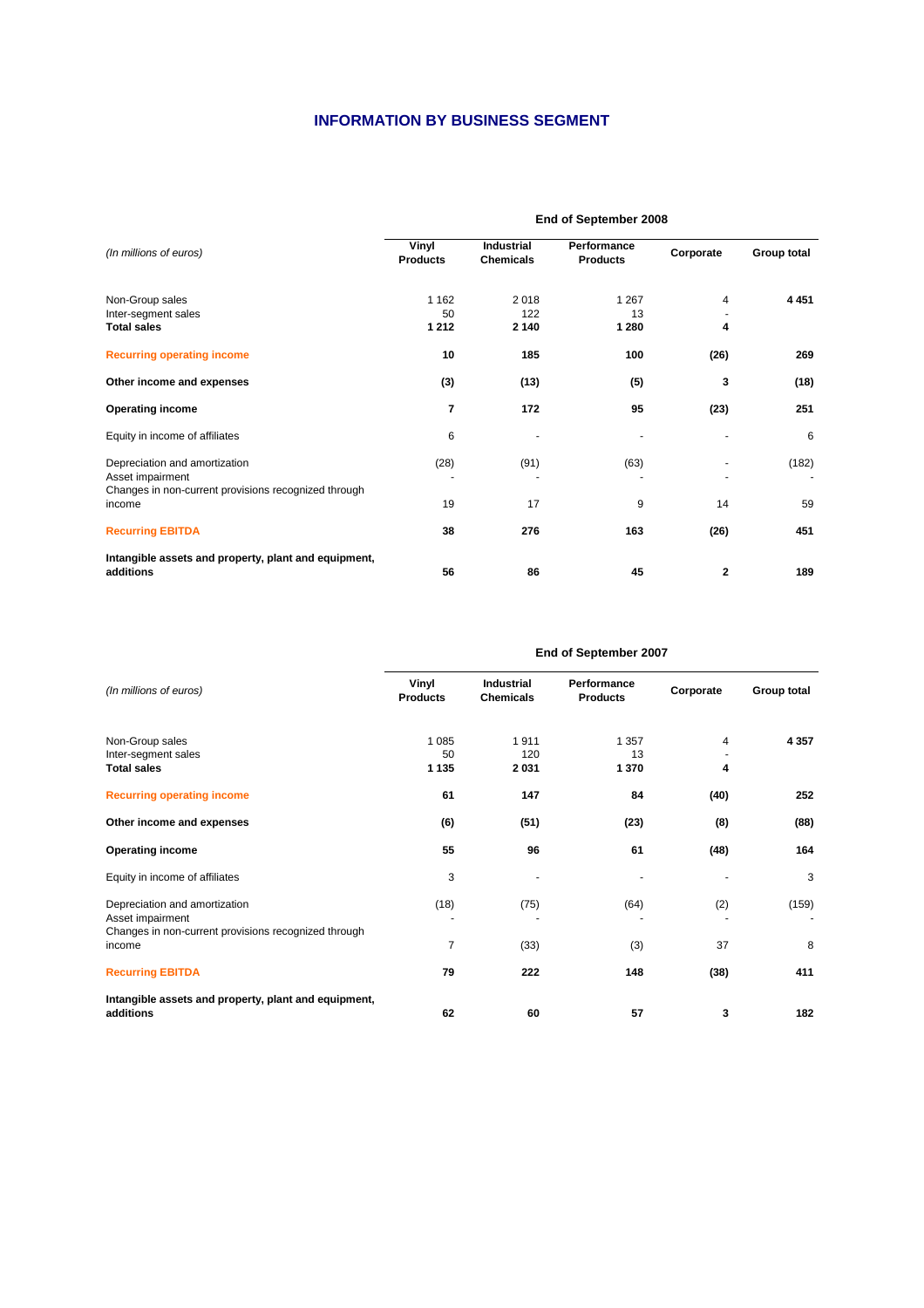# INFORMATION BY BUSINESS SEGMENT

| *(In millions of euros)* | End of September 2008 | | | | |
|---|---|---|---|---|---|
| | **Vinyl Products** | **Industrial Chemicals** | **Performance Products** | **Corporate** | **Group total** |
| Non-Group sales | 1 162 | 2 018 | 1 267 | 4 | **4 451** |
| Inter-segment sales | 50 | 122 | 13 | - | |
| **Total sales** | **1 212** | **2 140** | **1 280** | **4** | |
| **Recurring operating income** | **10** | **185** | **100** | **(26)** | **269** |
| **Other income and expenses** | **(3)** | **(13)** | **(5)** | **3** | **(18)** |
| **Operating income** | **7** | **172** | **95** | **(23)** | **251** |
| Equity in income of affiliates | 6 | - | - | - | 6 |
| Depreciation and amortization | (28) | (91) | (63) | - | (182) |
| Asset impairment | - | - | - | - | - |
| Changes in non-current provisions recognized through income | 19 | 17 | 9 | 14 | 59 |
| **Recurring EBITDA** | **38** | **276** | **163** | **(26)** | **451** |
| **Intangible assets and property, plant and equipment, additions** | **56** | **86** | **45** | **2** | **189** |

| *(In millions of euros)* | End of September 2007 | | | | |
|---|---|---|---|---|---|
| | **Vinyl Products** | **Industrial Chemicals** | **Performance Products** | **Corporate** | **Group total** |
| Non-Group sales | 1 085 | 1 911 | 1 357 | 4 | **4 357** |
| Inter-segment sales | 50 | 120 | 13 | - | |
| **Total sales** | **1 135** | **2 031** | **1 370** | **4** | |
| **Recurring operating income** | **61** | **147** | **84** | **(40)** | **252** |
| **Other income and expenses** | **(6)** | **(51)** | **(23)** | **(8)** | **(88)** |
| **Operating income** | **55** | **96** | **61** | **(48)** | **164** |
| Equity in income of affiliates | 3 | - | - | - | 3 |
| Depreciation and amortization | (18) | (75) | (64) | (2) | (159) |
| Asset impairment | - | - | - | - | - |
| Changes in non-current provisions recognized through income | 7 | (33) | (3) | 37 | 8 |
| **Recurring EBITDA** | **79** | **222** | **148** | **(38)** | **411** |
| **Intangible assets and property, plant and equipment, additions** | **62** | **60** | **57** | **3** | **182** |